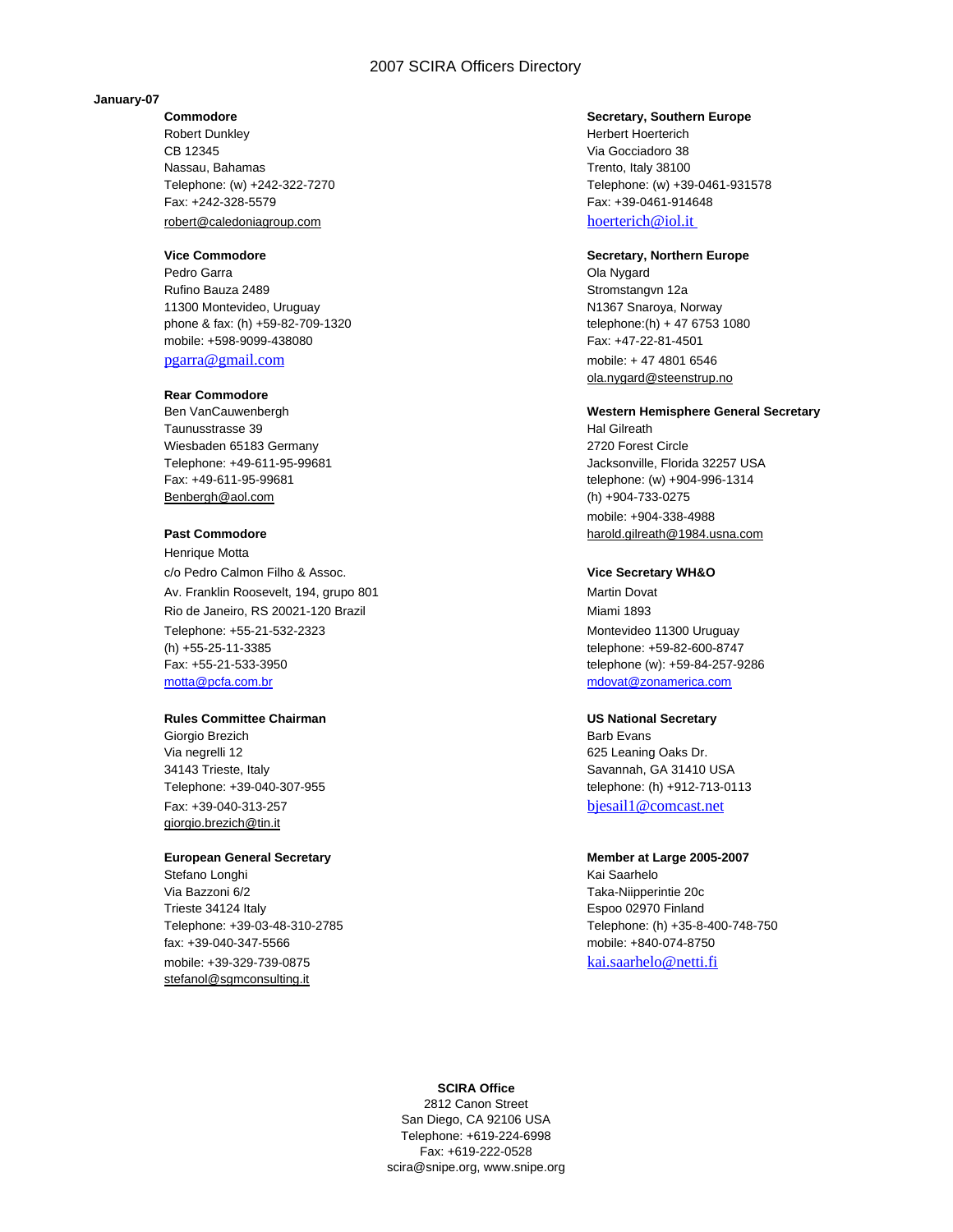# 2007 SCIRA Officers Directory

**January-07**

**Commodore**
Robert Dunkley
CB 12345
Nassau, Bahamas
Telephone: (w) +242-322-7270
Fax: +242-328-5579
robert@caledoniagroup.com

**Vice Commodore**
Pedro Garra
Rufino Bauza 2489
11300 Montevideo, Uruguay
phone & fax: (h) +59-82-709-1320
mobile: +598-9099-438080
pgarra@gmail.com

**Rear Commodore**
Ben VanCauwenbergh
Taunusstrasse 39
Wiesbaden 65183 Germany
Telephone: +49-611-95-99681
Fax: +49-611-95-99681
Benbergh@aol.com

**Past Commodore**
Henrique Motta
c/o Pedro Calmon Filho & Assoc.
Av. Franklin Roosevelt, 194, grupo 801
Rio de Janeiro, RS 20021-120 Brazil
Telephone: +55-21-532-2323
(h) +55-25-11-3385
Fax: +55-21-533-3950
motta@pcfa.com.br

**Rules Committee Chairman**
Giorgio Brezich
Via negrelli 12
34143 Trieste, Italy
Telephone: +39-040-307-955
Fax: +39-040-313-257
giorgio.brezich@tin.it

**European General Secretary**
Stefano Longhi
Via Bazzoni 6/2
Trieste 34124 Italy
Telephone: +39-03-48-310-2785
fax: +39-040-347-5566
mobile: +39-329-739-0875
stefanol@sgmconsulting.it

**Secretary, Southern Europe**
Herbert Hoerterich
Via Gocciadoro 38
Trento, Italy 38100
Telephone: (w) +39-0461-931578
Fax: +39-0461-914648
hoerterich@iol.it

**Secretary, Northern Europe**
Ola Nygard
Stromstangvn 12a
N1367 Snaroya, Norway
telephone:(h) + 47 6753 1080
Fax: +47-22-81-4501
mobile: + 47 4801 6546
ola.nygard@steenstrup.no

**Western Hemisphere General Secretary**
Hal Gilreath
2720 Forest Circle
Jacksonville, Florida 32257 USA
telephone: (w) +904-996-1314
(h) +904-733-0275
mobile: +904-338-4988
harold.gilreath@1984.usna.com

**Vice Secretary WH&O**
Martin Dovat
Miami 1893
Montevideo 11300 Uruguay
telephone: +59-82-600-8747
telephone (w): +59-84-257-9286
mdovat@zonamerica.com

**US National Secretary**
Barb Evans
625 Leaning Oaks Dr.
Savannah, GA 31410 USA
telephone: (h) +912-713-0113
bjesail1@comcast.net

**Member at Large 2005-2007**
Kai Saarhelo
Taka-Niipperintie 20c
Espoo 02970 Finland
Telephone: (h) +35-8-400-748-750
mobile: +840-074-8750
kai.saarhelo@netti.fi

**SCIRA Office**
2812 Canon Street
San Diego, CA 92106 USA
Telephone: +619-224-6998
Fax: +619-222-0528
scira@snipe.org, www.snipe.org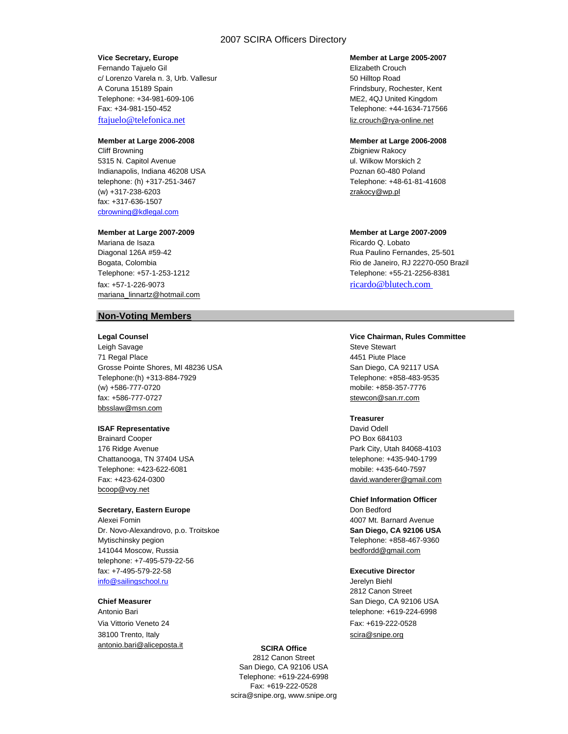2007 SCIRA Officers Directory

**Vice Secretary, Europe**
Fernando Tajuelo Gil
c/ Lorenzo Varela n. 3, Urb. Vallesur
A Coruna 15189 Spain
Telephone: +34-981-609-106
Fax: +34-981-150-452
ftajuelo@telefonica.net

**Member at Large 2005-2007**
Elizabeth Crouch
50 Hilltop Road
Frindsbury, Rochester, Kent
ME2, 4QJ United Kingdom
Telephone: +44-1634-717566
liz.crouch@rya-online.net

**Member at Large 2006-2008**
Cliff Browning
5315 N. Capitol Avenue
Indianapolis, Indiana 46208 USA
telephone: (h) +317-251-3467
(w) +317-238-6203
fax: +317-636-1507
cbrowning@kdlegal.com

**Member at Large 2006-2008**
Zbigniew Rakocy
ul. Wilkow Morskich 2
Poznan 60-480 Poland
Telephone: +48-61-81-41608
zrakocy@wp.pl

**Member at Large 2007-2009**
Mariana de Isaza
Diagonal 126A #59-42
Bogata, Colombia
Telephone: +57-1-253-1212
fax: +57-1-226-9073
mariana_linnartz@hotmail.com

**Member at Large 2007-2009**
Ricardo Q. Lobato
Rua Paulino Fernandes, 25-501
Rio de Janeiro, RJ 22270-050 Brazil
Telephone: +55-21-2256-8381
ricardo@blutech.com

## Non-Voting Members

**Legal Counsel**
Leigh Savage
71 Regal Place
Grosse Pointe Shores, MI 48236 USA
Telephone:(h) +313-884-7929
(w) +586-777-0720
fax: +586-777-0727
bbsslaw@msn.com

**ISAF Representative**
Brainard Cooper
176 Ridge Avenue
Chattanooga, TN 37404 USA
Telephone: +423-622-6081
Fax: +423-624-0300
bcoop@voy.net

**Secretary, Eastern Europe**
Alexei Fomin
Dr. Novo-Alexandrovo, p.o. Troitskoe
Mytischinsky pegion
141044 Moscow, Russia
telephone: +7-495-579-22-56
fax: +7-495-579-22-58
info@sailingschool.ru

**Chief Measurer**
Antonio Bari
Via Vittorio Veneto 24
38100 Trento, Italy
antonio.bari@aliceposta.it

**Vice Chairman, Rules Committee**
Steve Stewart
4451 Piute Place
San Diego, CA 92117 USA
Telephone: +858-483-9535
mobile: +858-357-7776
stewcon@san.rr.com

**Treasurer**
David Odell
PO Box 684103
Park City, Utah 84068-4103
telephone: +435-940-1799
mobile: +435-640-7597
david.wanderer@gmail.com

**Chief Information Officer**
Don Bedford
4007 Mt. Barnard Avenue
**San Diego, CA 92106 USA**
Telephone: +858-467-9360
bedfordd@gmail.com

**Executive Director**
Jerelyn Biehl
2812 Canon Street
San Diego, CA 92106 USA
telephone: +619-224-6998
Fax: +619-222-0528
scira@snipe.org

**SCIRA Office**
2812 Canon Street
San Diego, CA 92106 USA
Telephone: +619-224-6998
Fax: +619-222-0528
scira@snipe.org, www.snipe.org